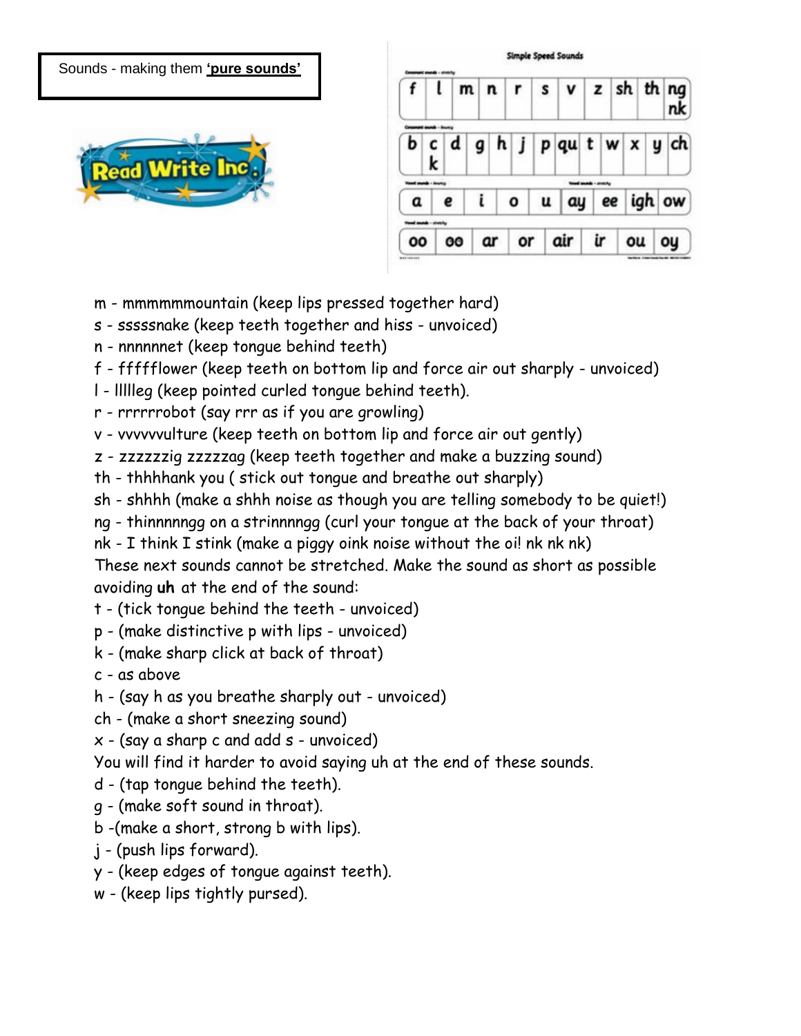Sounds - making them **'pure sounds'**

Read Write Inc.

**Simple Speed Sounds**

Consonant sounds - stretchy

| f | l | m | n | r | s | v | z | sh | th | ng nk |
|---|---|---|---|---|---|---|---|---|---|---|

Consonant sounds - bouncy

| b | c k | d | g | h | j | p | qu | t | w | x | y | ch |
|---|---|---|---|---|---|---|---|---|---|---|---|---|

Vowel sounds - bouncy / Vowel sounds - stretchy

| a | e | i | o | u | ay | ee | igh | ow |
|---|---|---|---|---|---|---|---|---|

Vowel sounds - stretchy

| oo | oo | ar | or | air | ir | ou | oy |
|---|---|---|---|---|---|---|---|

m - mmmmmmountain (keep lips pressed together hard)
s - sssssnake (keep teeth together and hiss - unvoiced)
n - nnnnnnet (keep tongue behind teeth)
f - ffffflower (keep teeth on bottom lip and force air out sharply - unvoiced)
l - llllleg (keep pointed curled tongue behind teeth).
r - rrrrrrobot (say rrr as if you are growling)
v - vvvvvvulture (keep teeth on bottom lip and force air out gently)
z - zzzzzzig zzzzzag (keep teeth together and make a buzzing sound)
th - thhhhank you ( stick out tongue and breathe out sharply)
sh - shhhh (make a shhh noise as though you are telling somebody to be quiet!)
ng - thinnnnngg on a strinnnngg (curl your tongue at the back of your throat)
nk - I think I stink (make a piggy oink noise without the oi! nk nk nk)
These next sounds cannot be stretched. Make the sound as short as possible avoiding **uh** at the end of the sound:
t - (tick tongue behind the teeth - unvoiced)
p - (make distinctive p with lips - unvoiced)
k - (make sharp click at back of throat)
c - as above
h - (say h as you breathe sharply out - unvoiced)
ch - (make a short sneezing sound)
x - (say a sharp c and add s - unvoiced)
You will find it harder to avoid saying uh at the end of these sounds.
d - (tap tongue behind the teeth).
g - (make soft sound in throat).
b -(make a short, strong b with lips).
j - (push lips forward).
y - (keep edges of tongue against teeth).
w - (keep lips tightly pursed).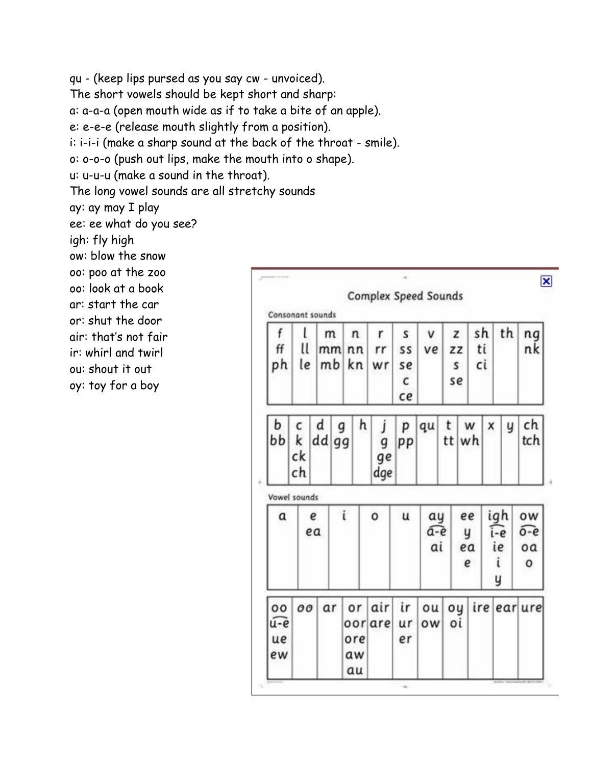qu - (keep lips pursed as you say cw - unvoiced).
The short vowels should be kept short and sharp:
a: a-a-a (open mouth wide as if to take a bite of an apple).
e: e-e-e (release mouth slightly from a position).
i: i-i-i (make a sharp sound at the back of the throat - smile).
o: o-o-o (push out lips, make the mouth into o shape).
u: u-u-u (make a sound in the throat).
The long vowel sounds are all stretchy sounds
ay: ay may I play
ee: ee what do you see?
igh: fly high
ow: blow the snow
oo: poo at the zoo
oo: look at a book
ar: start the car
or: shut the door
air: that's not fair
ir: whirl and twirl
ou: shout it out
oy: toy for a boy

## Complex Speed Sounds

Consonant sounds

| | | | | | | | | | | |
|---|---|---|---|---|---|---|---|---|---|---|
| f ff ph | l ll le | m mm mb | n nn kn | r rr wr | s ss se c ce | v ve | z zz s se | sh ti ci | th | ng nk |

| | | | | | | | | | | | | |
|---|---|---|---|---|---|---|---|---|---|---|---|---|
| b bb | c k ck ch | d dd | g gg | h | j g ge dge | p pp | qu | t tt | w wh | x | y | ch tch |

Vowel sounds

| | | | | | | | | |
|---|---|---|---|---|---|---|---|---|
| a | e ea | i | o | u | ay a-e ai | ee y ea e | igh i-e ie i y | ow o-e oa o |

| | | | | | | | | | | |
|---|---|---|---|---|---|---|---|---|---|---|
| oo u-e ue ew | *oo* | ar | or oor ore aw au | air are | ir ur er | ou ow | oy oi | ire | ear | ure |